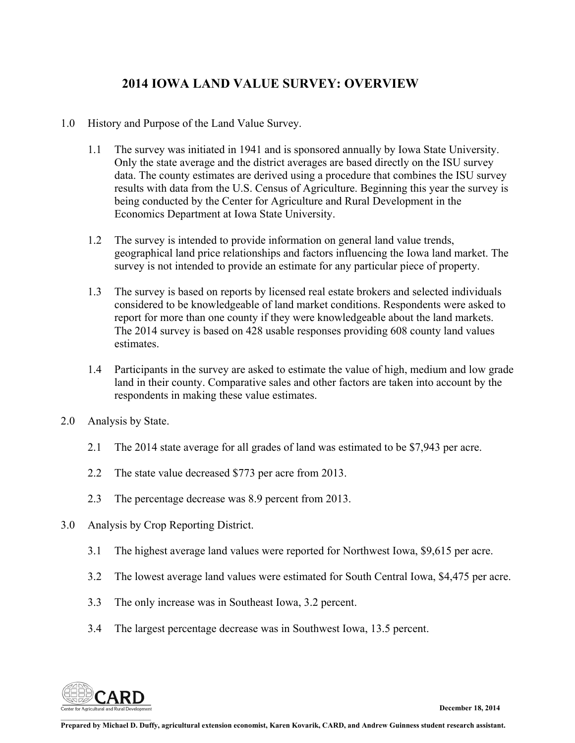# 2014 IOWA LAND VALUE SURVEY: OVERVIEW

1.0 History and Purpose of the Land Value Survey.

1.1 The survey was initiated in 1941 and is sponsored annually by Iowa State University. Only the state average and the district averages are based directly on the ISU survey data. The county estimates are derived using a procedure that combines the ISU survey results with data from the U.S. Census of Agriculture. Beginning this year the survey is being conducted by the Center for Agriculture and Rural Development in the Economics Department at Iowa State University.

1.2 The survey is intended to provide information on general land value trends, geographical land price relationships and factors influencing the Iowa land market. The survey is not intended to provide an estimate for any particular piece of property.

1.3 The survey is based on reports by licensed real estate brokers and selected individuals considered to be knowledgeable of land market conditions. Respondents were asked to report for more than one county if they were knowledgeable about the land markets. The 2014 survey is based on 428 usable responses providing 608 county land values estimates.

1.4 Participants in the survey are asked to estimate the value of high, medium and low grade land in their county. Comparative sales and other factors are taken into account by the respondents in making these value estimates.

2.0 Analysis by State.

2.1 The 2014 state average for all grades of land was estimated to be $7,943 per acre.

2.2 The state value decreased $773 per acre from 2013.

2.3 The percentage decrease was 8.9 percent from 2013.

3.0 Analysis by Crop Reporting District.

3.1 The highest average land values were reported for Northwest Iowa, $9,615 per acre.

3.2 The lowest average land values were estimated for South Central Iowa, $4,475 per acre.

3.3 The only increase was in Southeast Iowa, 3.2 percent.

3.4 The largest percentage decrease was in Southwest Iowa, 13.5 percent.

CARD
Center for Agricultural and Rural Development

December 18, 2014

**Prepared by Michael D. Duffy, agricultural extension economist, Karen Kovarik, CARD, and Andrew Guinness student research assistant.**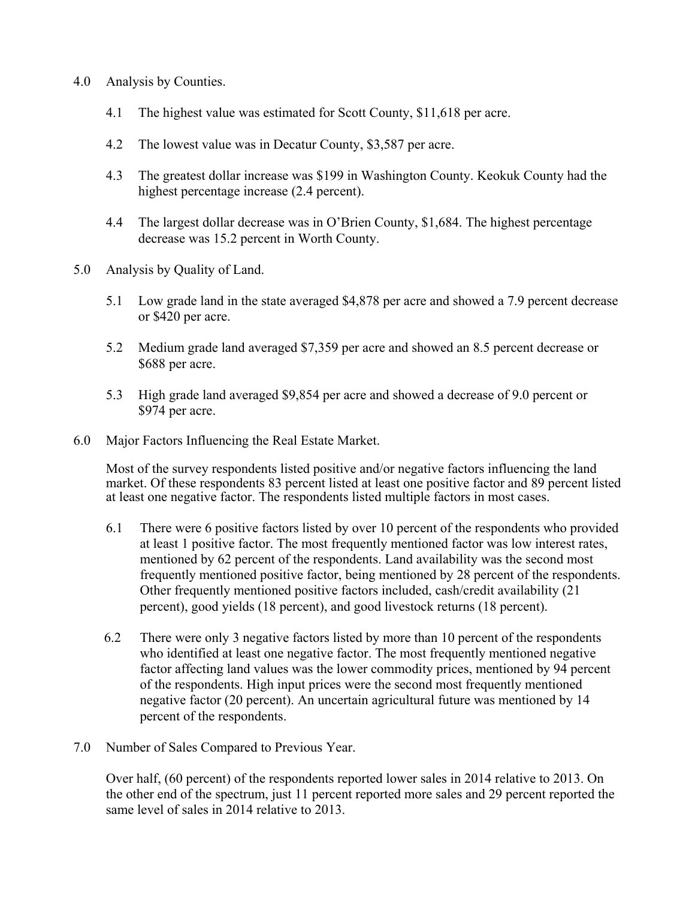4.0 Analysis by Counties.

4.1 The highest value was estimated for Scott County, $11,618 per acre.

4.2 The lowest value was in Decatur County, $3,587 per acre.

4.3 The greatest dollar increase was $199 in Washington County. Keokuk County had the highest percentage increase (2.4 percent).

4.4 The largest dollar decrease was in O'Brien County, $1,684. The highest percentage decrease was 15.2 percent in Worth County.

5.0 Analysis by Quality of Land.

5.1 Low grade land in the state averaged $4,878 per acre and showed a 7.9 percent decrease or $420 per acre.

5.2 Medium grade land averaged $7,359 per acre and showed an 8.5 percent decrease or $688 per acre.

5.3 High grade land averaged $9,854 per acre and showed a decrease of 9.0 percent or $974 per acre.

6.0 Major Factors Influencing the Real Estate Market.

Most of the survey respondents listed positive and/or negative factors influencing the land market. Of these respondents 83 percent listed at least one positive factor and 89 percent listed at least one negative factor. The respondents listed multiple factors in most cases.

6.1 There were 6 positive factors listed by over 10 percent of the respondents who provided at least 1 positive factor. The most frequently mentioned factor was low interest rates, mentioned by 62 percent of the respondents. Land availability was the second most frequently mentioned positive factor, being mentioned by 28 percent of the respondents. Other frequently mentioned positive factors included, cash/credit availability (21 percent), good yields (18 percent), and good livestock returns (18 percent).

6.2 There were only 3 negative factors listed by more than 10 percent of the respondents who identified at least one negative factor. The most frequently mentioned negative factor affecting land values was the lower commodity prices, mentioned by 94 percent of the respondents. High input prices were the second most frequently mentioned negative factor (20 percent). An uncertain agricultural future was mentioned by 14 percent of the respondents.

7.0 Number of Sales Compared to Previous Year.

Over half, (60 percent) of the respondents reported lower sales in 2014 relative to 2013. On the other end of the spectrum, just 11 percent reported more sales and 29 percent reported the same level of sales in 2014 relative to 2013.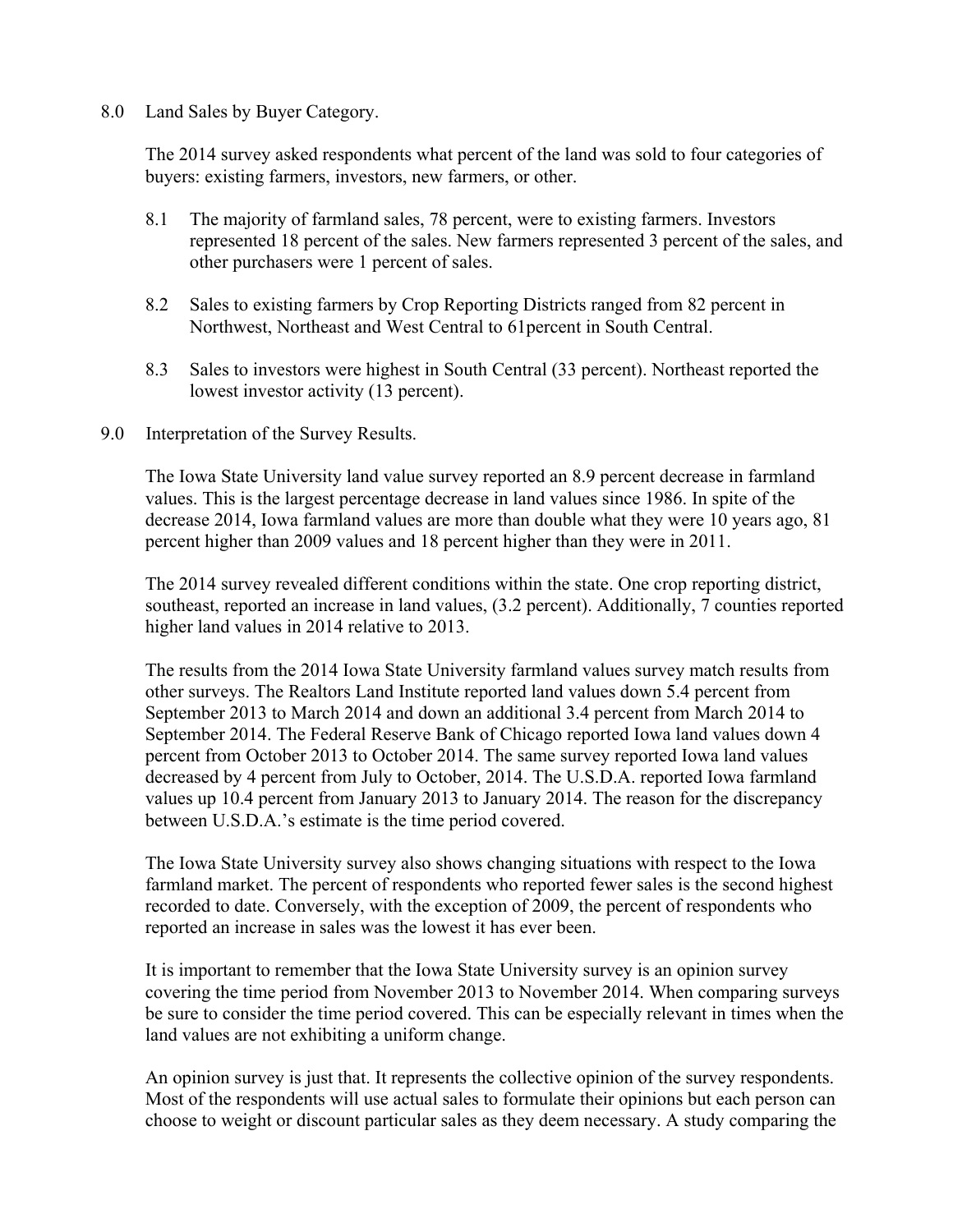## 8.0 Land Sales by Buyer Category.

The 2014 survey asked respondents what percent of the land was sold to four categories of buyers: existing farmers, investors, new farmers, or other.

8.1 The majority of farmland sales, 78 percent, were to existing farmers. Investors represented 18 percent of the sales. New farmers represented 3 percent of the sales, and other purchasers were 1 percent of sales.

8.2 Sales to existing farmers by Crop Reporting Districts ranged from 82 percent in Northwest, Northeast and West Central to 61percent in South Central.

8.3 Sales to investors were highest in South Central (33 percent). Northeast reported the lowest investor activity (13 percent).

## 9.0 Interpretation of the Survey Results.

The Iowa State University land value survey reported an 8.9 percent decrease in farmland values. This is the largest percentage decrease in land values since 1986. In spite of the decrease 2014, Iowa farmland values are more than double what they were 10 years ago, 81 percent higher than 2009 values and 18 percent higher than they were in 2011.

The 2014 survey revealed different conditions within the state. One crop reporting district, southeast, reported an increase in land values, (3.2 percent). Additionally, 7 counties reported higher land values in 2014 relative to 2013.

The results from the 2014 Iowa State University farmland values survey match results from other surveys. The Realtors Land Institute reported land values down 5.4 percent from September 2013 to March 2014 and down an additional 3.4 percent from March 2014 to September 2014. The Federal Reserve Bank of Chicago reported Iowa land values down 4 percent from October 2013 to October 2014. The same survey reported Iowa land values decreased by 4 percent from July to October, 2014. The U.S.D.A. reported Iowa farmland values up 10.4 percent from January 2013 to January 2014. The reason for the discrepancy between U.S.D.A.'s estimate is the time period covered.

The Iowa State University survey also shows changing situations with respect to the Iowa farmland market. The percent of respondents who reported fewer sales is the second highest recorded to date. Conversely, with the exception of 2009, the percent of respondents who reported an increase in sales was the lowest it has ever been.

It is important to remember that the Iowa State University survey is an opinion survey covering the time period from November 2013 to November 2014. When comparing surveys be sure to consider the time period covered. This can be especially relevant in times when the land values are not exhibiting a uniform change.

An opinion survey is just that. It represents the collective opinion of the survey respondents. Most of the respondents will use actual sales to formulate their opinions but each person can choose to weight or discount particular sales as they deem necessary. A study comparing the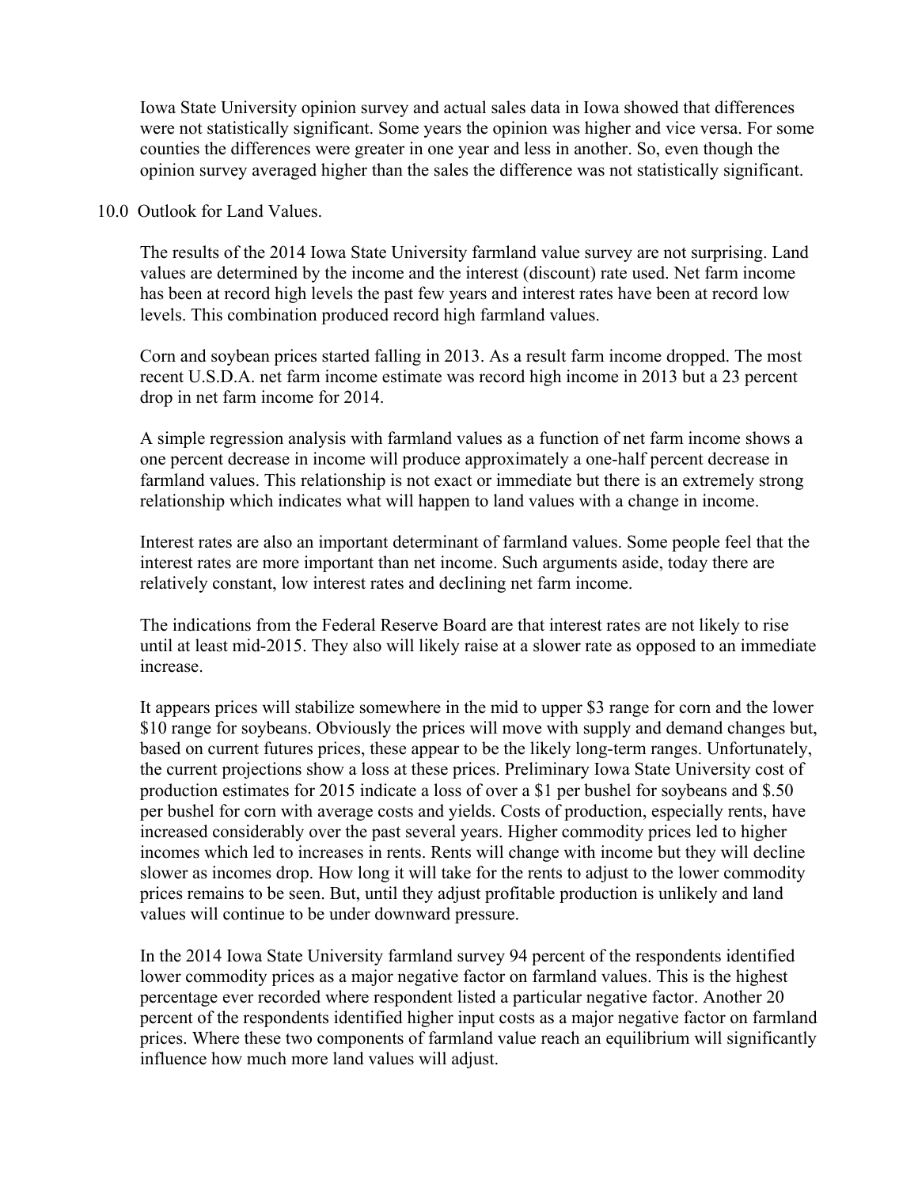Iowa State University opinion survey and actual sales data in Iowa showed that differences were not statistically significant. Some years the opinion was higher and vice versa. For some counties the differences were greater in one year and less in another. So, even though the opinion survey averaged higher than the sales the difference was not statistically significant.

## 10.0 Outlook for Land Values.

The results of the 2014 Iowa State University farmland value survey are not surprising. Land values are determined by the income and the interest (discount) rate used. Net farm income has been at record high levels the past few years and interest rates have been at record low levels. This combination produced record high farmland values.

Corn and soybean prices started falling in 2013. As a result farm income dropped. The most recent U.S.D.A. net farm income estimate was record high income in 2013 but a 23 percent drop in net farm income for 2014.

A simple regression analysis with farmland values as a function of net farm income shows a one percent decrease in income will produce approximately a one-half percent decrease in farmland values. This relationship is not exact or immediate but there is an extremely strong relationship which indicates what will happen to land values with a change in income.

Interest rates are also an important determinant of farmland values. Some people feel that the interest rates are more important than net income. Such arguments aside, today there are relatively constant, low interest rates and declining net farm income.

The indications from the Federal Reserve Board are that interest rates are not likely to rise until at least mid-2015. They also will likely raise at a slower rate as opposed to an immediate increase.

It appears prices will stabilize somewhere in the mid to upper $3 range for corn and the lower $10 range for soybeans. Obviously the prices will move with supply and demand changes but, based on current futures prices, these appear to be the likely long-term ranges. Unfortunately, the current projections show a loss at these prices. Preliminary Iowa State University cost of production estimates for 2015 indicate a loss of over a $1 per bushel for soybeans and $.50 per bushel for corn with average costs and yields. Costs of production, especially rents, have increased considerably over the past several years. Higher commodity prices led to higher incomes which led to increases in rents. Rents will change with income but they will decline slower as incomes drop. How long it will take for the rents to adjust to the lower commodity prices remains to be seen. But, until they adjust profitable production is unlikely and land values will continue to be under downward pressure.

In the 2014 Iowa State University farmland survey 94 percent of the respondents identified lower commodity prices as a major negative factor on farmland values. This is the highest percentage ever recorded where respondent listed a particular negative factor. Another 20 percent of the respondents identified higher input costs as a major negative factor on farmland prices. Where these two components of farmland value reach an equilibrium will significantly influence how much more land values will adjust.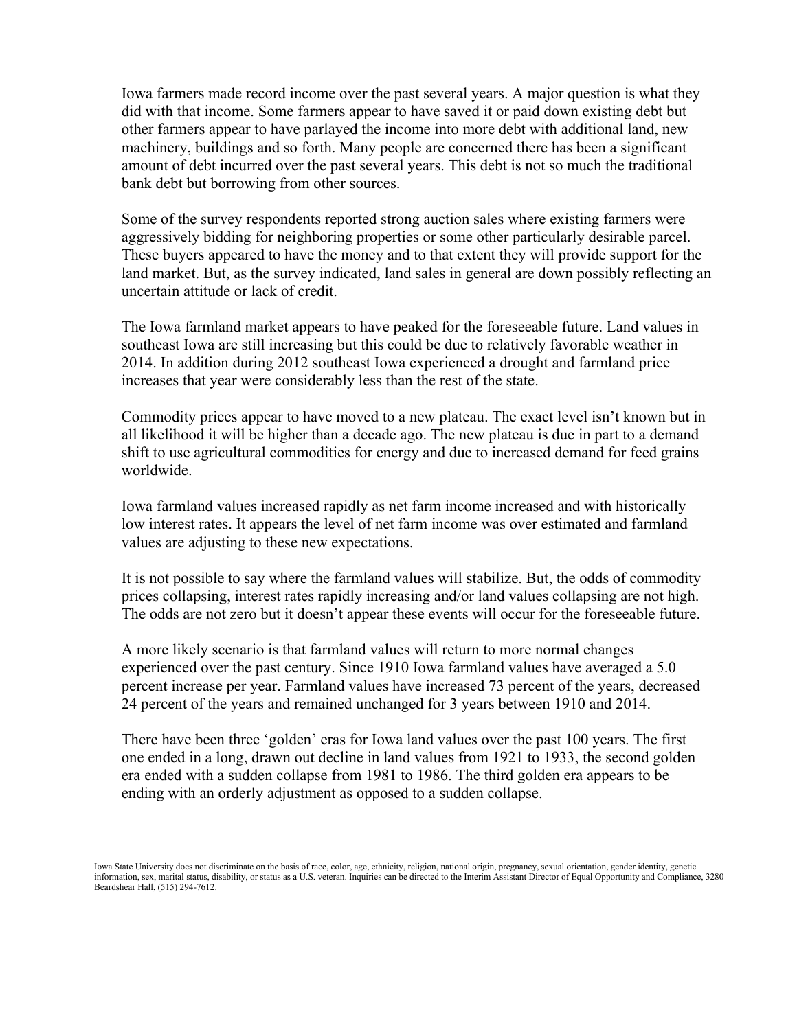Iowa farmers made record income over the past several years. A major question is what they did with that income. Some farmers appear to have saved it or paid down existing debt but other farmers appear to have parlayed the income into more debt with additional land, new machinery, buildings and so forth. Many people are concerned there has been a significant amount of debt incurred over the past several years. This debt is not so much the traditional bank debt but borrowing from other sources.

Some of the survey respondents reported strong auction sales where existing farmers were aggressively bidding for neighboring properties or some other particularly desirable parcel. These buyers appeared to have the money and to that extent they will provide support for the land market. But, as the survey indicated, land sales in general are down possibly reflecting an uncertain attitude or lack of credit.

The Iowa farmland market appears to have peaked for the foreseeable future. Land values in southeast Iowa are still increasing but this could be due to relatively favorable weather in 2014. In addition during 2012 southeast Iowa experienced a drought and farmland price increases that year were considerably less than the rest of the state.

Commodity prices appear to have moved to a new plateau. The exact level isn't known but in all likelihood it will be higher than a decade ago. The new plateau is due in part to a demand shift to use agricultural commodities for energy and due to increased demand for feed grains worldwide.

Iowa farmland values increased rapidly as net farm income increased and with historically low interest rates. It appears the level of net farm income was over estimated and farmland values are adjusting to these new expectations.

It is not possible to say where the farmland values will stabilize. But, the odds of commodity prices collapsing, interest rates rapidly increasing and/or land values collapsing are not high. The odds are not zero but it doesn't appear these events will occur for the foreseeable future.

A more likely scenario is that farmland values will return to more normal changes experienced over the past century. Since 1910 Iowa farmland values have averaged a 5.0 percent increase per year. Farmland values have increased 73 percent of the years, decreased 24 percent of the years and remained unchanged for 3 years between 1910 and 2014.

There have been three 'golden' eras for Iowa land values over the past 100 years. The first one ended in a long, drawn out decline in land values from 1921 to 1933, the second golden era ended with a sudden collapse from 1981 to 1986. The third golden era appears to be ending with an orderly adjustment as opposed to a sudden collapse.

Iowa State University does not discriminate on the basis of race, color, age, ethnicity, religion, national origin, pregnancy, sexual orientation, gender identity, genetic information, sex, marital status, disability, or status as a U.S. veteran. Inquiries can be directed to the Interim Assistant Director of Equal Opportunity and Compliance, 3280 Beardshear Hall, (515) 294-7612.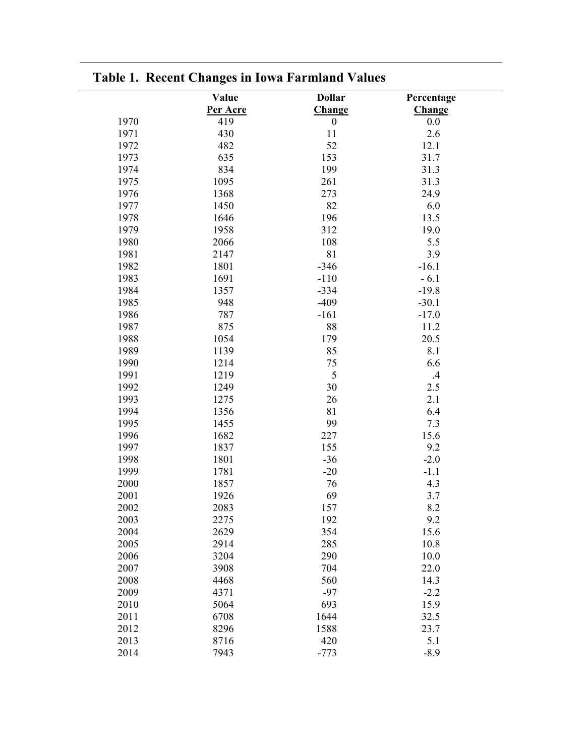## Table 1. Recent Changes in Iowa Farmland Values

| | Value Per Acre | Dollar Change | Percentage Change |
|---|---|---|---|
| 1970 | 419 | 0 | 0.0 |
| 1971 | 430 | 11 | 2.6 |
| 1972 | 482 | 52 | 12.1 |
| 1973 | 635 | 153 | 31.7 |
| 1974 | 834 | 199 | 31.3 |
| 1975 | 1095 | 261 | 31.3 |
| 1976 | 1368 | 273 | 24.9 |
| 1977 | 1450 | 82 | 6.0 |
| 1978 | 1646 | 196 | 13.5 |
| 1979 | 1958 | 312 | 19.0 |
| 1980 | 2066 | 108 | 5.5 |
| 1981 | 2147 | 81 | 3.9 |
| 1982 | 1801 | -346 | -16.1 |
| 1983 | 1691 | -110 | - 6.1 |
| 1984 | 1357 | -334 | -19.8 |
| 1985 | 948 | -409 | -30.1 |
| 1986 | 787 | -161 | -17.0 |
| 1987 | 875 | 88 | 11.2 |
| 1988 | 1054 | 179 | 20.5 |
| 1989 | 1139 | 85 | 8.1 |
| 1990 | 1214 | 75 | 6.6 |
| 1991 | 1219 | 5 | .4 |
| 1992 | 1249 | 30 | 2.5 |
| 1993 | 1275 | 26 | 2.1 |
| 1994 | 1356 | 81 | 6.4 |
| 1995 | 1455 | 99 | 7.3 |
| 1996 | 1682 | 227 | 15.6 |
| 1997 | 1837 | 155 | 9.2 |
| 1998 | 1801 | -36 | -2.0 |
| 1999 | 1781 | -20 | -1.1 |
| 2000 | 1857 | 76 | 4.3 |
| 2001 | 1926 | 69 | 3.7 |
| 2002 | 2083 | 157 | 8.2 |
| 2003 | 2275 | 192 | 9.2 |
| 2004 | 2629 | 354 | 15.6 |
| 2005 | 2914 | 285 | 10.8 |
| 2006 | 3204 | 290 | 10.0 |
| 2007 | 3908 | 704 | 22.0 |
| 2008 | 4468 | 560 | 14.3 |
| 2009 | 4371 | -97 | -2.2 |
| 2010 | 5064 | 693 | 15.9 |
| 2011 | 6708 | 1644 | 32.5 |
| 2012 | 8296 | 1588 | 23.7 |
| 2013 | 8716 | 420 | 5.1 |
| 2014 | 7943 | -773 | -8.9 |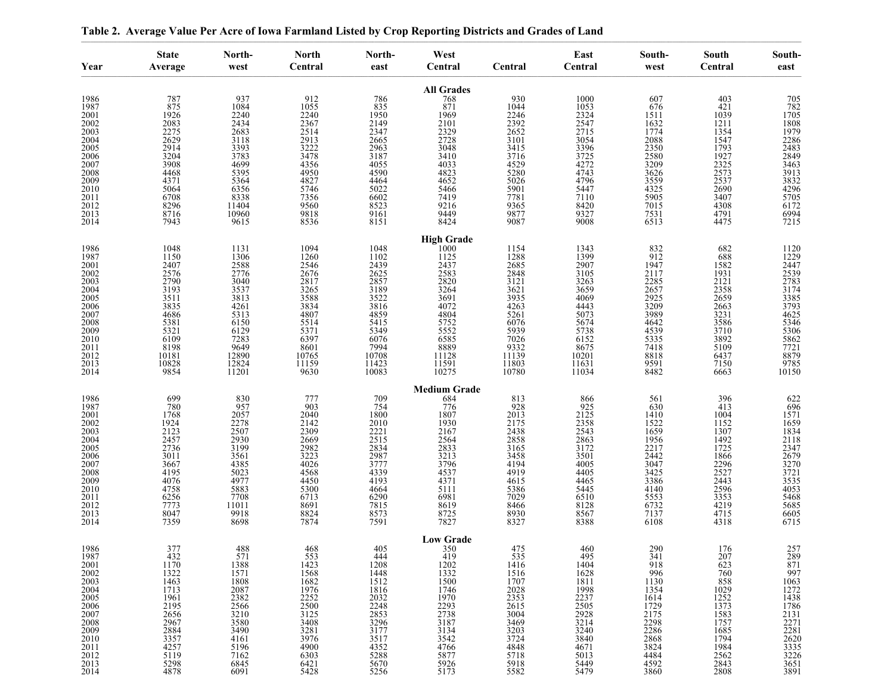**Table 2. Average Value Per Acre of Iowa Farmland Listed by Crop Reporting Districts and Grades of Land**

| Year | State Average | North-west | North Central | North-east | West Central | Central | East Central | South-west | South Central | South-east |
|---|---|---|---|---|---|---|---|---|---|---|
| **All Grades** | | | | | | | | | | |
| 1986 | 787 | 937 | 912 | 786 | 768 | 930 | 1000 | 607 | 403 | 705 |
| 1987 | 875 | 1084 | 1055 | 835 | 871 | 1044 | 1053 | 676 | 421 | 782 |
| 2001 | 1926 | 2240 | 2240 | 1950 | 1969 | 2246 | 2324 | 1511 | 1039 | 1705 |
| 2002 | 2083 | 2434 | 2367 | 2149 | 2101 | 2392 | 2547 | 1632 | 1211 | 1808 |
| 2003 | 2275 | 2683 | 2514 | 2347 | 2329 | 2652 | 2715 | 1774 | 1354 | 1979 |
| 2004 | 2629 | 3118 | 2913 | 2665 | 2728 | 3101 | 3054 | 2088 | 1547 | 2286 |
| 2005 | 2914 | 3393 | 3222 | 2963 | 3048 | 3415 | 3396 | 2350 | 1793 | 2483 |
| 2006 | 3204 | 3783 | 3478 | 3187 | 3410 | 3716 | 3725 | 2580 | 1927 | 2849 |
| 2007 | 3908 | 4699 | 4356 | 4055 | 4033 | 4529 | 4272 | 3209 | 2325 | 3463 |
| 2008 | 4468 | 5395 | 4950 | 4590 | 4823 | 5280 | 4743 | 3626 | 2573 | 3913 |
| 2009 | 4371 | 5364 | 4827 | 4464 | 4652 | 5026 | 4796 | 3559 | 2537 | 3832 |
| 2010 | 5064 | 6356 | 5746 | 5022 | 5466 | 5901 | 5447 | 4325 | 2690 | 4296 |
| 2011 | 6708 | 8338 | 7356 | 6602 | 7419 | 7781 | 7110 | 5905 | 3407 | 5705 |
| 2012 | 8296 | 11404 | 9560 | 8523 | 9216 | 9365 | 8420 | 7015 | 4308 | 6172 |
| 2013 | 8716 | 10960 | 9818 | 9161 | 9449 | 9877 | 9327 | 7531 | 4791 | 6994 |
| 2014 | 7943 | 9615 | 8536 | 8151 | 8424 | 9087 | 9008 | 6513 | 4475 | 7215 |
| **High Grade** | | | | | | | | | | |
| 1986 | 1048 | 1131 | 1094 | 1048 | 1000 | 1154 | 1343 | 832 | 682 | 1120 |
| 1987 | 1150 | 1306 | 1260 | 1102 | 1125 | 1288 | 1399 | 912 | 688 | 1229 |
| 2001 | 2407 | 2588 | 2546 | 2439 | 2437 | 2685 | 2907 | 1947 | 1582 | 2447 |
| 2002 | 2576 | 2776 | 2676 | 2625 | 2583 | 2848 | 3105 | 2117 | 1931 | 2539 |
| 2003 | 2790 | 3040 | 2817 | 2857 | 2820 | 3121 | 3263 | 2285 | 2121 | 2783 |
| 2004 | 3193 | 3537 | 3265 | 3189 | 3264 | 3621 | 3659 | 2657 | 2358 | 3174 |
| 2005 | 3511 | 3813 | 3588 | 3522 | 3691 | 3935 | 4069 | 2925 | 2659 | 3385 |
| 2006 | 3835 | 4261 | 3834 | 3816 | 4072 | 4263 | 4443 | 3209 | 2663 | 3793 |
| 2007 | 4686 | 5313 | 4807 | 4859 | 4804 | 5261 | 5073 | 3989 | 3231 | 4625 |
| 2008 | 5381 | 6150 | 5514 | 5415 | 5752 | 6076 | 5674 | 4642 | 3586 | 5346 |
| 2009 | 5321 | 6129 | 5371 | 5349 | 5552 | 5939 | 5738 | 4539 | 3710 | 5306 |
| 2010 | 6109 | 7283 | 6397 | 6076 | 6585 | 7026 | 6152 | 5335 | 3892 | 5862 |
| 2011 | 8198 | 9649 | 8601 | 7994 | 8889 | 9332 | 8675 | 7418 | 5109 | 7721 |
| 2012 | 10181 | 12890 | 10765 | 10708 | 11128 | 11139 | 10201 | 8818 | 6437 | 8879 |
| 2013 | 10828 | 12824 | 11159 | 11423 | 11591 | 11803 | 11631 | 9591 | 7150 | 9785 |
| 2014 | 9854 | 11201 | 9630 | 10083 | 10275 | 10780 | 11034 | 8482 | 6663 | 10150 |
| **Medium Grade** | | | | | | | | | | |
| 1986 | 699 | 830 | 777 | 709 | 684 | 813 | 866 | 561 | 396 | 622 |
| 1987 | 780 | 957 | 903 | 754 | 776 | 928 | 925 | 630 | 413 | 696 |
| 2001 | 1768 | 2057 | 2040 | 1800 | 1807 | 2013 | 2125 | 1410 | 1004 | 1571 |
| 2002 | 1924 | 2278 | 2142 | 2010 | 1930 | 2175 | 2358 | 1522 | 1152 | 1659 |
| 2003 | 2123 | 2507 | 2309 | 2221 | 2167 | 2438 | 2543 | 1659 | 1307 | 1834 |
| 2004 | 2457 | 2930 | 2669 | 2515 | 2564 | 2858 | 2863 | 1956 | 1492 | 2118 |
| 2005 | 2736 | 3199 | 2982 | 2834 | 2833 | 3165 | 3172 | 2217 | 1725 | 2347 |
| 2006 | 3011 | 3561 | 3223 | 2987 | 3213 | 3458 | 3501 | 2442 | 1866 | 2679 |
| 2007 | 3667 | 4385 | 4026 | 3777 | 3796 | 4194 | 4005 | 3047 | 2296 | 3270 |
| 2008 | 4195 | 5023 | 4568 | 4339 | 4537 | 4919 | 4405 | 3425 | 2527 | 3721 |
| 2009 | 4076 | 4977 | 4450 | 4193 | 4371 | 4615 | 4465 | 3386 | 2443 | 3535 |
| 2010 | 4758 | 5883 | 5300 | 4664 | 5111 | 5386 | 5445 | 4140 | 2596 | 4053 |
| 2011 | 6256 | 7708 | 6713 | 6290 | 6981 | 7029 | 6510 | 5553 | 3353 | 5468 |
| 2012 | 7773 | 11011 | 8691 | 7815 | 8619 | 8466 | 8128 | 6732 | 4219 | 5685 |
| 2013 | 8047 | 9918 | 8824 | 8573 | 8725 | 8930 | 8567 | 7137 | 4715 | 6605 |
| 2014 | 7359 | 8698 | 7874 | 7591 | 7827 | 8327 | 8388 | 6108 | 4318 | 6715 |
| **Low Grade** | | | | | | | | | | |
| 1986 | 377 | 488 | 468 | 405 | 350 | 475 | 460 | 290 | 176 | 257 |
| 1987 | 432 | 571 | 553 | 444 | 419 | 535 | 495 | 341 | 207 | 289 |
| 2001 | 1170 | 1388 | 1423 | 1208 | 1202 | 1416 | 1404 | 918 | 623 | 871 |
| 2002 | 1322 | 1571 | 1568 | 1448 | 1332 | 1516 | 1628 | 996 | 760 | 997 |
| 2003 | 1463 | 1808 | 1682 | 1512 | 1500 | 1707 | 1811 | 1130 | 858 | 1063 |
| 2004 | 1713 | 2087 | 1976 | 1816 | 1746 | 2028 | 1998 | 1354 | 1029 | 1272 |
| 2005 | 1961 | 2382 | 2252 | 2032 | 1970 | 2353 | 2237 | 1614 | 1252 | 1438 |
| 2006 | 2195 | 2566 | 2500 | 2248 | 2293 | 2615 | 2505 | 1729 | 1373 | 1786 |
| 2007 | 2656 | 3210 | 3125 | 2853 | 2738 | 3004 | 2928 | 2175 | 1583 | 2131 |
| 2008 | 2967 | 3580 | 3408 | 3296 | 3187 | 3469 | 3214 | 2298 | 1757 | 2271 |
| 2009 | 2884 | 3490 | 3281 | 3177 | 3134 | 3203 | 3240 | 2286 | 1685 | 2281 |
| 2010 | 3357 | 4161 | 3976 | 3517 | 3542 | 3724 | 3840 | 2868 | 1794 | 2620 |
| 2011 | 4257 | 5196 | 4900 | 4352 | 4766 | 4848 | 4671 | 3824 | 1984 | 3335 |
| 2012 | 5119 | 7162 | 6303 | 5288 | 5877 | 5718 | 5013 | 4484 | 2562 | 3226 |
| 2013 | 5298 | 6845 | 6421 | 5670 | 5926 | 5918 | 5449 | 4592 | 2843 | 3651 |
| 2014 | 4878 | 6091 | 5428 | 5256 | 5173 | 5582 | 5479 | 3860 | 2808 | 3891 |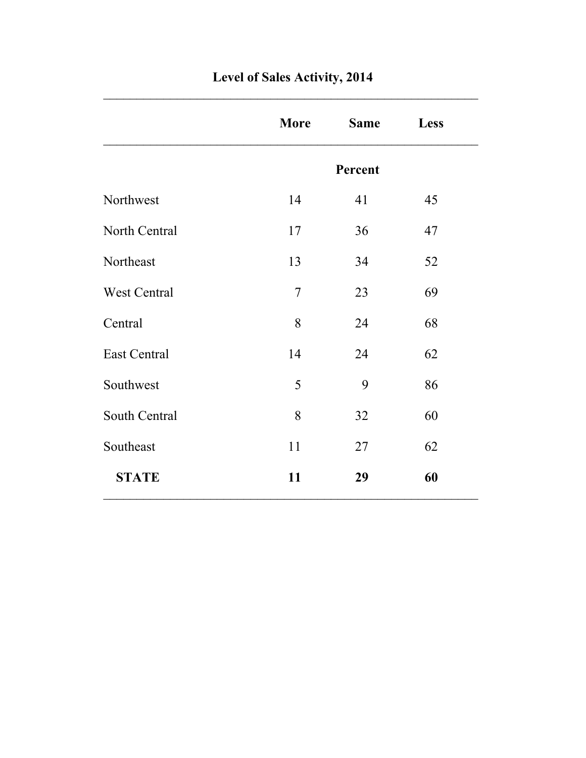**Level of Sales Activity, 2014**

| | More | Same | Less |
|---|---|---|---|
| | | **Percent** | |
| Northwest | 14 | 41 | 45 |
| North Central | 17 | 36 | 47 |
| Northeast | 13 | 34 | 52 |
| West Central | 7 | 23 | 69 |
| Central | 8 | 24 | 68 |
| East Central | 14 | 24 | 62 |
| Southwest | 5 | 9 | 86 |
| South Central | 8 | 32 | 60 |
| Southeast | 11 | 27 | 62 |
| **STATE** | **11** | **29** | **60** |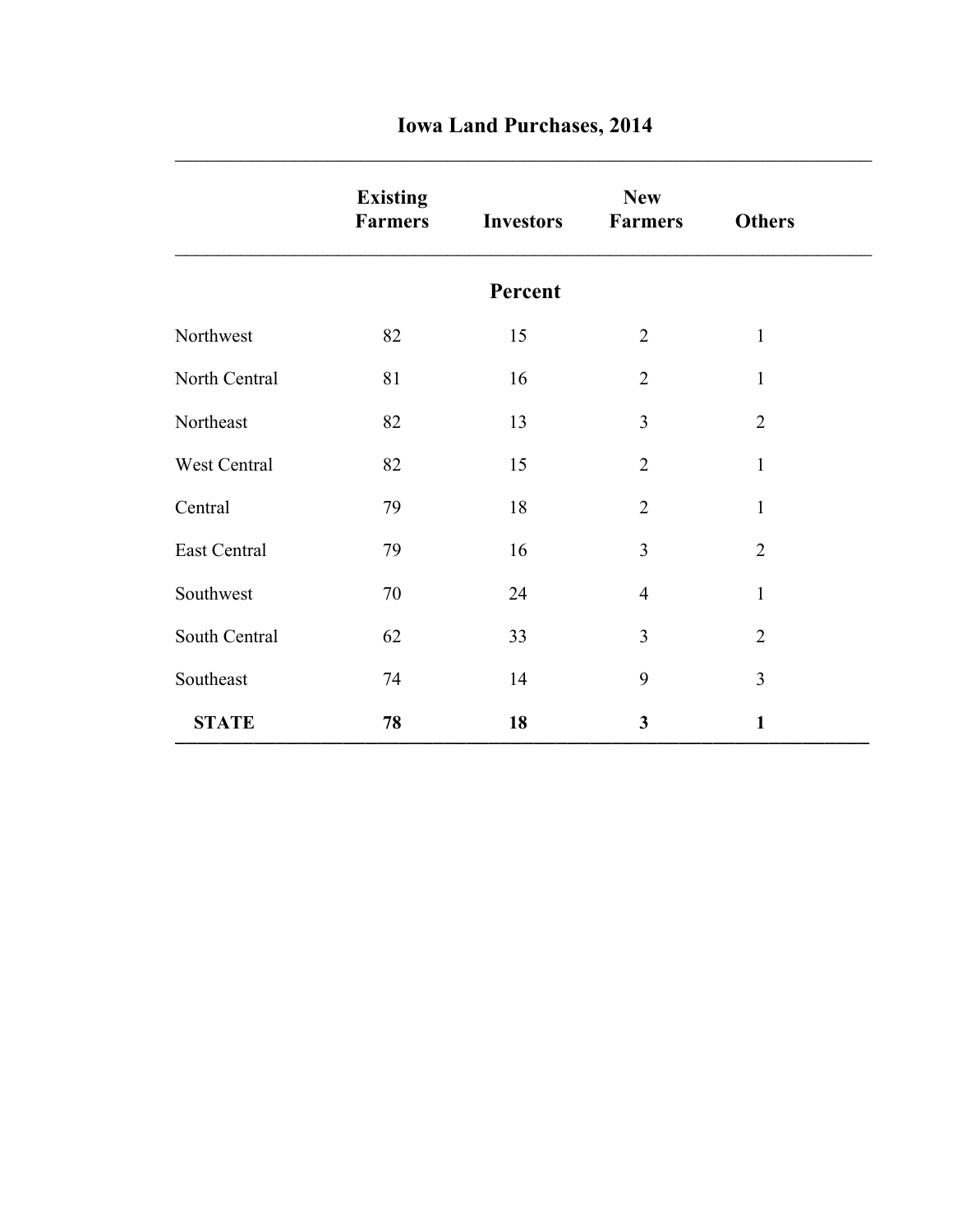# Iowa Land Purchases, 2014

| | Existing Farmers | Investors | New Farmers | Others |
|---|---|---|---|---|
| | **Percent** | | | |
| Northwest | 82 | 15 | 2 | 1 |
| North Central | 81 | 16 | 2 | 1 |
| Northeast | 82 | 13 | 3 | 2 |
| West Central | 82 | 15 | 2 | 1 |
| Central | 79 | 18 | 2 | 1 |
| East Central | 79 | 16 | 3 | 2 |
| Southwest | 70 | 24 | 4 | 1 |
| South Central | 62 | 33 | 3 | 2 |
| Southeast | 74 | 14 | 9 | 3 |
| **STATE** | **78** | **18** | **3** | **1** |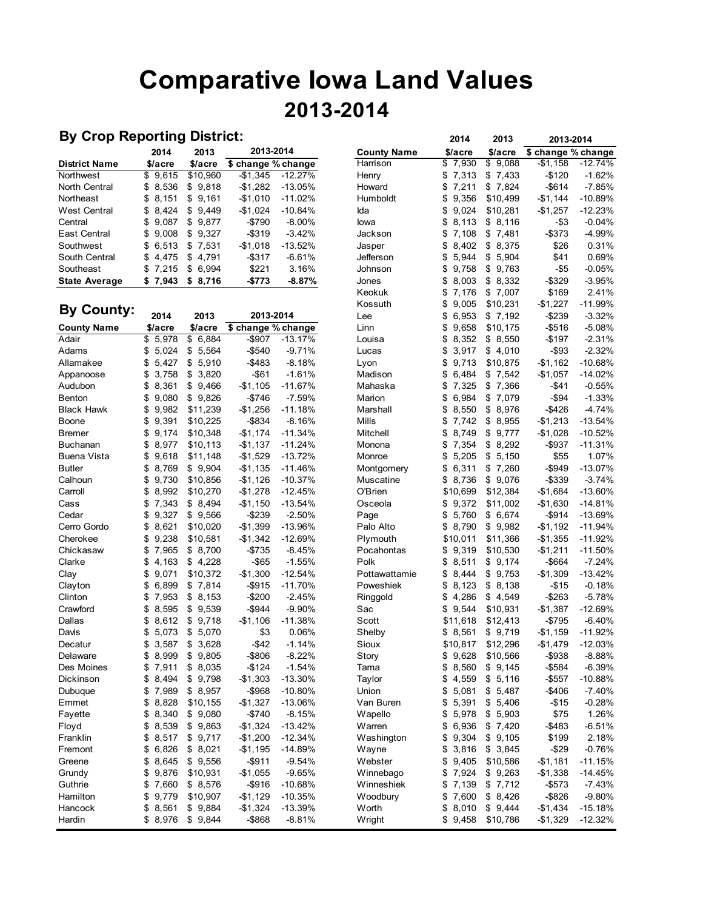# Comparative Iowa Land Values

## 2013-2014

### By Crop Reporting District:

| District Name | 2014 $/acre | 2013 $/acre | 2013-2014 $ change | 2013-2014 % change |
|---|---|---|---|---|
| Northwest | $ 9,615 | $10,960 | -$1,345 | -12.27% |
| North Central | $ 8,536 | $ 9,818 | -$1,282 | -13.05% |
| Northeast | $ 8,151 | $ 9,161 | -$1,010 | -11.02% |
| West Central | $ 8,424 | $ 9,449 | -$1,024 | -10.84% |
| Central | $ 9,087 | $ 9,877 | -$790 | -8.00% |
| East Central | $ 9,008 | $ 9,327 | -$319 | -3.42% |
| Southwest | $ 6,513 | $ 7,531 | -$1,018 | -13.52% |
| South Central | $ 4,475 | $ 4,791 | -$317 | -6.61% |
| Southeast | $ 7,215 | $ 6,994 | $221 | 3.16% |
| **State Average** | **$ 7,943** | **$ 8,716** | **-$773** | **-8.87%** |

### By County:

| County Name | 2014 $/acre | 2013 $/acre | 2013-2014 $ change | 2013-2014 % change |
|---|---|---|---|---|
| Adair | $ 5,978 | $ 6,884 | -$907 | -13.17% |
| Adams | $ 5,024 | $ 5,564 | -$540 | -9.71% |
| Allamakee | $ 5,427 | $ 5,910 | -$483 | -8.18% |
| Appanoose | $ 3,758 | $ 3,820 | -$61 | -1.61% |
| Audubon | $ 8,361 | $ 9,466 | -$1,105 | -11.67% |
| Benton | $ 9,080 | $ 9,826 | -$746 | -7.59% |
| Black Hawk | $ 9,982 | $11,239 | -$1,256 | -11.18% |
| Boone | $ 9,391 | $10,225 | -$834 | -8.16% |
| Bremer | $ 9,174 | $10,348 | -$1,174 | -11.34% |
| Buchanan | $ 8,977 | $10,113 | -$1,137 | -11.24% |
| Buena Vista | $ 9,618 | $11,148 | -$1,529 | -13.72% |
| Butler | $ 8,769 | $ 9,904 | -$1,135 | -11.46% |
| Calhoun | $ 9,730 | $10,856 | -$1,126 | -10.37% |
| Carroll | $ 8,992 | $10,270 | -$1,278 | -12.45% |
| Cass | $ 7,343 | $ 8,494 | -$1,150 | -13.54% |
| Cedar | $ 9,327 | $ 9,566 | -$239 | -2.50% |
| Cerro Gordo | $ 8,621 | $10,020 | -$1,399 | -13.96% |
| Cherokee | $ 9,238 | $10,581 | -$1,342 | -12.69% |
| Chickasaw | $ 7,965 | $ 8,700 | -$735 | -8.45% |
| Clarke | $ 4,163 | $ 4,228 | -$65 | -1.55% |
| Clay | $ 9,071 | $10,372 | -$1,300 | -12.54% |
| Clayton | $ 6,899 | $ 7,814 | -$915 | -11.70% |
| Clinton | $ 7,953 | $ 8,153 | -$200 | -2.45% |
| Crawford | $ 8,595 | $ 9,539 | -$944 | -9.90% |
| Dallas | $ 8,612 | $ 9,718 | -$1,106 | -11.38% |
| Davis | $ 5,073 | $ 5,070 | $3 | 0.06% |
| Decatur | $ 3,587 | $ 3,628 | -$42 | -1.14% |
| Delaware | $ 8,999 | $ 9,805 | -$806 | -8.22% |
| Des Moines | $ 7,911 | $ 8,035 | -$124 | -1.54% |
| Dickinson | $ 8,494 | $ 9,798 | -$1,303 | -13.30% |
| Dubuque | $ 7,989 | $ 8,957 | -$968 | -10.80% |
| Emmet | $ 8,828 | $10,155 | -$1,327 | -13.06% |
| Fayette | $ 8,340 | $ 9,080 | -$740 | -8.15% |
| Floyd | $ 8,539 | $ 9,863 | -$1,324 | -13.42% |
| Franklin | $ 8,517 | $ 9,717 | -$1,200 | -12.34% |
| Fremont | $ 6,826 | $ 8,021 | -$1,195 | -14.89% |
| Greene | $ 8,645 | $ 9,556 | -$911 | -9.54% |
| Grundy | $ 9,876 | $10,931 | -$1,055 | -9.65% |
| Guthrie | $ 7,660 | $ 8,576 | -$916 | -10.68% |
| Hamilton | $ 9,779 | $10,907 | -$1,129 | -10.35% |
| Hancock | $ 8,561 | $ 9,884 | -$1,324 | -13.39% |
| Hardin | $ 8,976 | $ 9,844 | -$868 | -8.81% |
| Harrison | $ 7,930 | $ 9,088 | -$1,158 | -12.74% |
| Henry | $ 7,313 | $ 7,433 | -$120 | -1.62% |
| Howard | $ 7,211 | $ 7,824 | -$614 | -7.85% |
| Humboldt | $ 9,356 | $10,499 | -$1,144 | -10.89% |
| Ida | $ 9,024 | $10,281 | -$1,257 | -12.23% |
| Iowa | $ 8,113 | $ 8,116 | -$3 | -0.04% |
| Jackson | $ 7,108 | $ 7,481 | -$373 | -4.99% |
| Jasper | $ 8,402 | $ 8,375 | $26 | 0.31% |
| Jefferson | $ 5,944 | $ 5,904 | $41 | 0.69% |
| Johnson | $ 9,758 | $ 9,763 | -$5 | -0.05% |
| Jones | $ 8,003 | $ 8,332 | -$329 | -3.95% |
| Keokuk | $ 7,176 | $ 7,007 | $169 | 2.41% |
| Kossuth | $ 9,005 | $10,231 | -$1,227 | -11.99% |
| Lee | $ 6,953 | $ 7,192 | -$239 | -3.32% |
| Linn | $ 9,658 | $10,175 | -$516 | -5.08% |
| Louisa | $ 8,352 | $ 8,550 | -$197 | -2.31% |
| Lucas | $ 3,917 | $ 4,010 | -$93 | -2.32% |
| Lyon | $ 9,713 | $10,875 | -$1,162 | -10.68% |
| Madison | $ 6,484 | $ 7,542 | -$1,057 | -14.02% |
| Mahaska | $ 7,325 | $ 7,366 | -$41 | -0.55% |
| Marion | $ 6,984 | $ 7,079 | -$94 | -1.33% |
| Marshall | $ 8,550 | $ 8,976 | -$426 | -4.74% |
| Mills | $ 7,742 | $ 8,955 | -$1,213 | -13.54% |
| Mitchell | $ 8,749 | $ 9,777 | -$1,028 | -10.52% |
| Monona | $ 7,354 | $ 8,292 | -$937 | -11.31% |
| Monroe | $ 5,205 | $ 5,150 | $55 | 1.07% |
| Montgomery | $ 6,311 | $ 7,260 | -$949 | -13.07% |
| Muscatine | $ 8,736 | $ 9,076 | -$339 | -3.74% |
| O'Brien | $10,699 | $12,384 | -$1,684 | -13.60% |
| Osceola | $ 9,372 | $11,002 | -$1,630 | -14.81% |
| Page | $ 5,760 | $ 6,674 | -$914 | -13.69% |
| Palo Alto | $ 8,790 | $ 9,982 | -$1,192 | -11.94% |
| Plymouth | $10,011 | $11,366 | -$1,355 | -11.92% |
| Pocahontas | $ 9,319 | $10,530 | -$1,211 | -11.50% |
| Polk | $ 8,511 | $ 9,174 | -$664 | -7.24% |
| Pottawattamie | $ 8,444 | $ 9,753 | -$1,309 | -13.42% |
| Poweshiek | $ 8,123 | $ 8,138 | -$15 | -0.18% |
| Ringgold | $ 4,286 | $ 4,549 | -$263 | -5.78% |
| Sac | $ 9,544 | $10,931 | -$1,387 | -12.69% |
| Scott | $11,618 | $12,413 | -$795 | -6.40% |
| Shelby | $ 8,561 | $ 9,719 | -$1,159 | -11.92% |
| Sioux | $10,817 | $12,296 | -$1,479 | -12.03% |
| Story | $ 9,628 | $10,566 | -$938 | -8.88% |
| Tama | $ 8,560 | $ 9,145 | -$584 | -6.39% |
| Taylor | $ 4,559 | $ 5,116 | -$557 | -10.88% |
| Union | $ 5,081 | $ 5,487 | -$406 | -7.40% |
| Van Buren | $ 5,391 | $ 5,406 | -$15 | -0.28% |
| Wapello | $ 5,978 | $ 5,903 | $75 | 1.26% |
| Warren | $ 6,936 | $ 7,420 | -$483 | -6.51% |
| Washington | $ 9,304 | $ 9,105 | $199 | 2.18% |
| Wayne | $ 3,816 | $ 3,845 | -$29 | -0.76% |
| Webster | $ 9,405 | $10,586 | -$1,181 | -11.15% |
| Winnebago | $ 7,924 | $ 9,263 | -$1,338 | -14.45% |
| Winneshiek | $ 7,139 | $ 7,712 | -$573 | -7.43% |
| Woodbury | $ 7,600 | $ 8,426 | -$826 | -9.80% |
| Worth | $ 8,010 | $ 9,444 | -$1,434 | -15.18% |
| Wright | $ 9,458 | $10,786 | -$1,329 | -12.32% |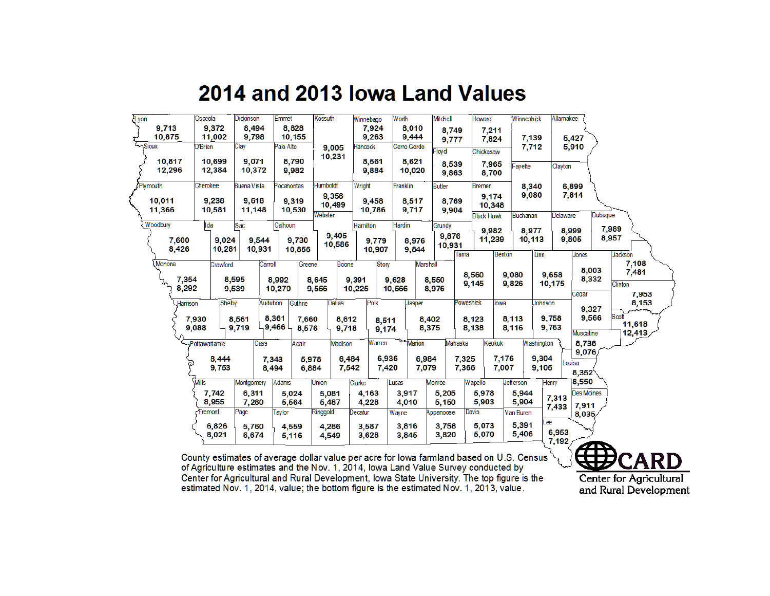# 2014 and 2013 Iowa Land Values

| County | 2014 | 2013 |
|---|---|---|
| Lyon | 9,713 | 10,875 |
| Osceola | 9,372 | 11,002 |
| Dickinson | 8,494 | 9,798 |
| Emmet | 8,828 | 10,155 |
| Kossuth | 9,005 | 10,231 |
| Winnebago | 7,924 | 9,263 |
| Worth | 8,010 | 9,444 |
| Mitchell | 8,749 | 9,777 |
| Howard | 7,211 | 7,824 |
| Winneshiek | 7,139 | 7,712 |
| Allamakee | 5,427 | 5,910 |
| Sioux | 10,817 | 12,296 |
| O'Brien | 10,699 | 12,384 |
| Clay | 9,071 | 10,372 |
| Palo Alto | 8,790 | 9,982 |
| Hancock | 8,561 | 9,884 |
| Cerro Gordo | 8,621 | 10,020 |
| Floyd | 8,539 | 9,863 |
| Chickasaw | 7,965 | 8,700 |
| Fayette | 8,340 | 9,080 |
| Clayton | 6,899 | 7,814 |
| Plymouth | 10,011 | 11,366 |
| Cherokee | 9,238 | 10,581 |
| Buena Vista | 9,618 | 11,148 |
| Pocahontas | 9,319 | 10,530 |
| Humboldt | 9,356 | 10,499 |
| Wright | 9,458 | 10,786 |
| Franklin | 8,517 | 9,717 |
| Butler | 8,769 | 9,904 |
| Bremer | 9,174 | 10,348 |
| Black Hawk | 9,982 | 11,239 |
| Buchanan | 8,977 | 10,113 |
| Delaware | 8,999 | 9,805 |
| Dubuque | 7,989 | 8,957 |
| Woodbury | 7,600 | 8,426 |
| Ida | 9,024 | 10,281 |
| Sac | 9,544 | 10,931 |
| Calhoun | 9,730 | 10,856 |
| Webster | 9,405 | 10,586 |
| Hamilton | 9,779 | 10,907 |
| Hardin | 8,976 | 9,844 |
| Grundy | 9,876 | 10,931 |
| Tama | 8,560 | 9,145 |
| Benton | 9,080 | 9,826 |
| Linn | 9,658 | 10,175 |
| Jones | 8,003 | 8,332 |
| Jackson | 7,108 | 7,481 |
| Monona | 7,354 | 8,292 |
| Crawford | 8,595 | 9,539 |
| Carroll | 8,992 | 10,270 |
| Greene | 8,645 | 9,556 |
| Boone | 9,391 | 10,225 |
| Story | 9,628 | 10,566 |
| Marshall | 8,550 | 8,976 |
| Clinton | 7,953 | 8,153 |
| Cedar | 9,327 | 9,566 |
| Harrison | 7,930 | 9,088 |
| Shelby | 8,561 | 9,719 |
| Audubon | 8,361 | 9,466 |
| Guthrie | 7,660 | 8,576 |
| Dallas | 8,612 | 9,718 |
| Polk | 8,511 | 9,174 |
| Jasper | 8,402 | 8,375 |
| Poweshiek | 8,123 | 8,138 |
| Iowa | 8,113 | 8,116 |
| Johnson | 9,758 | 9,763 |
| Scott | 11,618 | 12,413 |
| Muscatine | 8,736 | 9,076 |
| Pottawattamie | 8,444 | 9,753 |
| Cass | 7,343 | 8,494 |
| Adair | 5,978 | 6,864 |
| Madison | 6,484 | 7,542 |
| Warren | 6,936 | 7,420 |
| Marion | 6,984 | 7,079 |
| Mahaska | 7,325 | 7,366 |
| Keokuk | 7,176 | 7,007 |
| Washington | 9,304 | 9,105 |
| Louisa | 8,352 | 8,550 |
| Mills | 7,742 | 8,955 |
| Montgomery | 6,311 | 7,260 |
| Adams | 5,024 | 5,564 |
| Union | 5,081 | 5,487 |
| Clarke | 4,163 | 4,228 |
| Lucas | 3,917 | 4,010 |
| Monroe | 5,205 | 5,150 |
| Wapello | 5,978 | 5,903 |
| Jefferson | 5,944 | 5,904 |
| Henry | 7,313 | 7,433 |
| Des Moines | 7,911 | 8,035 |
| Fremont | 6,826 | 8,021 |
| Page | 5,760 | 6,674 |
| Taylor | 4,559 | 5,116 |
| Ringgold | 4,286 | 4,549 |
| Decatur | 3,587 | 3,628 |
| Wayne | 3,816 | 3,845 |
| Appanoose | 3,758 | 3,820 |
| Davis | 5,073 | 5,070 |
| Van Buren | 5,391 | 5,406 |
| Lee | 6,953 | 7,192 |

County estimates of average dollar value per acre for Iowa farmland based on U.S. Census of Agriculture estimates and the Nov. 1, 2014, Iowa Land Value Survey conducted by Center for Agricultural and Rural Development, Iowa State University. The top figure is the estimated Nov. 1, 2014, value; the bottom figure is the estimated Nov. 1, 2013, value.

CARD
Center for Agricultural and Rural Development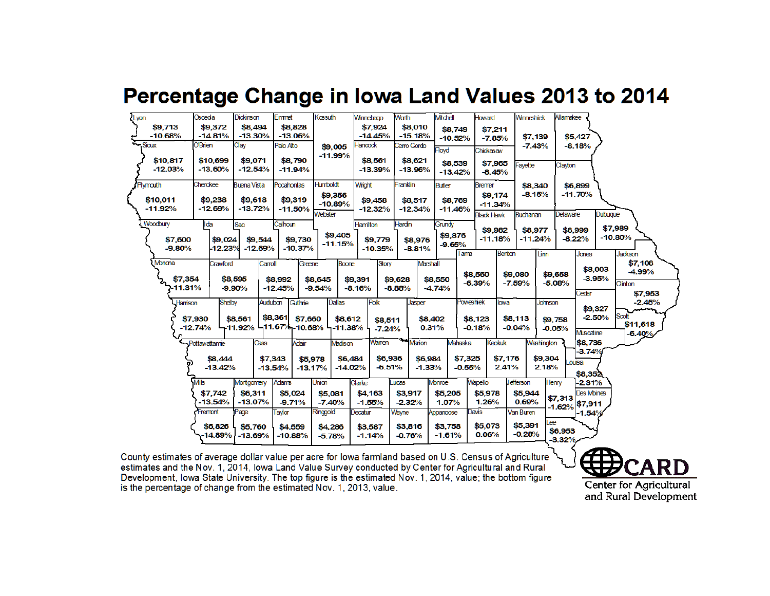# Percentage Change in Iowa Land Values 2013 to 2014

| County | Value (Nov. 1, 2014) | % Change |
|---|---|---|
| Lyon | $9,713 | -10.68% |
| Osceola | $9,372 | -14.81% |
| Dickinson | $8,494 | -13.30% |
| Emmet | $8,828 | -13.06% |
| Kossuth | $9,005 | -11.99% |
| Winnebago | $7,924 | -14.45% |
| Worth | $8,010 | -15.18% |
| Mitchell | $8,749 | -10.52% |
| Howard | $7,211 | -7.85% |
| Winneshiek | $7,139 | -7.43% |
| Allamakee | $5,427 | -8.18% |
| Sioux | $10,817 | -12.03% |
| O'Brien | $10,699 | -13.60% |
| Clay | $9,071 | -12.54% |
| Palo Alto | $8,790 | -11.94% |
| Hancock | $8,561 | -13.39% |
| Cerro Gordo | $8,621 | -13.96% |
| Floyd | $8,539 | -13.42% |
| Chickasaw | $7,965 | -8.45% |
| Fayette | $8,340 | -8.15% |
| Clayton | $6,899 | -11.70% |
| Plymouth | $10,011 | -11.92% |
| Cherokee | $9,238 | -12.69% |
| Buena Vista | $9,618 | -13.72% |
| Pocahontas | $9,319 | -11.50% |
| Humboldt | $9,356 | -10.89% |
| Wright | $9,458 | -12.32% |
| Franklin | $8,517 | -12.34% |
| Butler | $8,769 | -11.46% |
| Bremer | $9,174 | -11.34% |
| Webster | $9,405 | -11.15% |
| Black Hawk | $9,982 | -11.18% |
| Buchanan | $8,977 | -11.24% |
| Delaware | $8,999 | -8.22% |
| Dubuque | $7,989 | -10.80% |
| Woodbury | $7,600 | -9.80% |
| Ida | $9,024 | -12.23% |
| Sac | $9,544 | -12.69% |
| Calhoun | $9,730 | -10.37% |
| Hamilton | $9,779 | -10.35% |
| Hardin | $8,976 | -8.81% |
| Grundy | $9,876 | -9.65% |
| Tama | $8,560 | -6.39% |
| Benton | $9,080 | -7.59% |
| Linn | $9,658 | -5.08% |
| Jones | $8,003 | -3.95% |
| Jackson | $7,108 | -4.99% |
| Monona | $7,354 | -11.31% |
| Crawford | $8,595 | -9.90% |
| Carroll | $8,992 | -12.45% |
| Greene | $8,645 | -9.54% |
| Boone | $9,391 | -8.16% |
| Story | $9,628 | -8.88% |
| Marshall | $8,550 | -4.74% |
| Clinton | $7,953 | -2.45% |
| Cedar | $9,327 | -2.50% |
| Harrison | $7,930 | -12.74% |
| Shelby | $8,561 | -11.92% |
| Audubon | $8,361 | -11.67% |
| Guthrie | $7,660 | -10.68% |
| Dallas | $8,612 | -11.38% |
| Polk | $8,511 | -7.24% |
| Jasper | $8,402 | 0.31% |
| Poweshiek | $8,123 | -0.18% |
| Iowa | $8,113 | -0.04% |
| Johnson | $9,758 | -0.05% |
| Scott | $11,618 | -6.40% |
| Muscatine | $8,736 | -3.74% |
| Pottawattamie | $8,444 | -13.42% |
| Cass | $7,343 | -13.54% |
| Adair | $5,978 | -13.17% |
| Madison | $6,484 | -14.02% |
| Warren | $6,936 | -6.51% |
| Marion | $6,984 | -1.33% |
| Mahaska | $7,325 | -0.55% |
| Keokuk | $7,176 | 2.41% |
| Washington | $9,304 | 2.18% |
| Louisa | $6,352 | -2.31% |
| Mills | $7,742 | -13.54% |
| Montgomery | $6,311 | -13.07% |
| Adams | $5,024 | -9.71% |
| Union | $5,081 | -7.40% |
| Clarke | $4,163 | -1.55% |
| Lucas | $3,917 | -2.32% |
| Monroe | $5,205 | 1.07% |
| Wapello | $5,978 | 1.26% |
| Jefferson | $5,944 | 0.69% |
| Henry | $7,313 | -1.62% |
| Des Moines | $7,911 | -1.54% |
| Fremont | $6,826 | -14.89% |
| Page | $5,760 | -13.69% |
| Taylor | $4,559 | -10.88% |
| Ringgold | $4,286 | -5.78% |
| Decatur | $3,587 | -1.14% |
| Wayne | $3,816 | -0.76% |
| Appanoose | $3,758 | -1.61% |
| Davis | $5,073 | 0.06% |
| Van Buren | $5,391 | -0.28% |
| Lee | $6,953 | -3.32% |

County estimates of average dollar value per acre for Iowa farmland based on U.S. Census of Agriculture estimates and the Nov. 1, 2014, Iowa Land Value Survey conducted by Center for Agricultural and Rural Development, Iowa State University. The top figure is the estimated Nov. 1, 2014, value; the bottom figure is the percentage of change from the estimated Nov. 1, 2013, value.

CARD
Center for Agricultural and Rural Development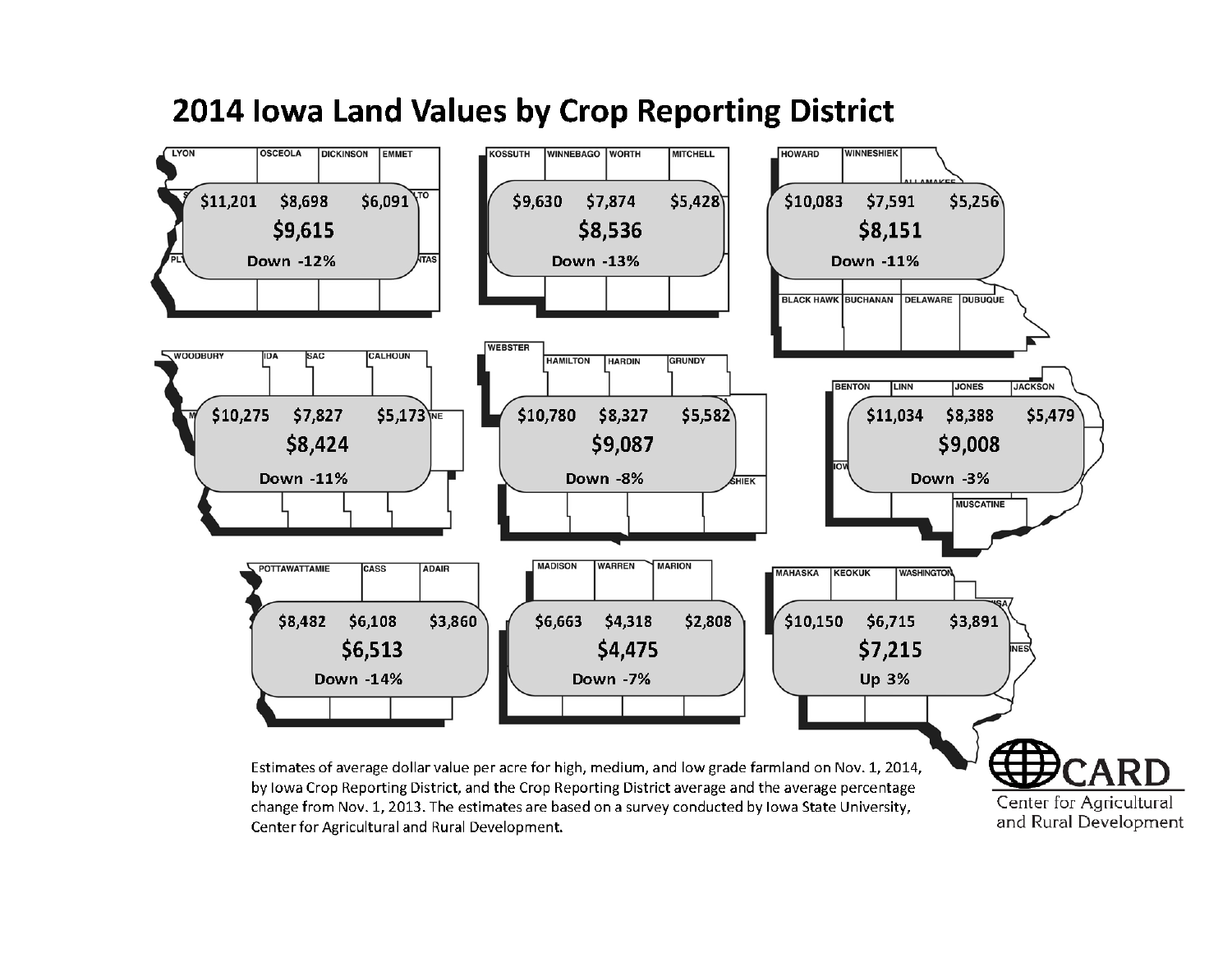# 2014 Iowa Land Values by Crop Reporting District

| District (counties shown) | High | Medium | Low | Average | Change |
|---|---|---|---|---|---|
| Northwest (Lyon, Osceola, Dickinson, Emmet) | $11,201 | $8,698 | $6,091 | $9,615 | Down -12% |
| North Central (Kossuth, Winnebago, Worth, Mitchell) | $9,630 | $7,874 | $5,428 | $8,536 | Down -13% |
| Northeast (Howard, Winneshiek, Allamakee, Black Hawk, Buchanan, Delaware, Dubuque) | $10,083 | $7,591 | $5,256 | $8,151 | Down -11% |
| West Central (Woodbury, Ida, Sac, Calhoun) | $10,275 | $7,827 | $5,173 | $8,424 | Down -11% |
| Central (Webster, Hamilton, Hardin, Grundy) | $10,780 | $8,327 | $5,582 | $9,087 | Down -8% |
| East Central (Benton, Linn, Jones, Jackson, Muscatine) | $11,034 | $8,388 | $5,479 | $9,008 | Down -3% |
| Southwest (Pottawattamie, Cass, Adair) | $8,482 | $6,108 | $3,860 | $6,513 | Down -14% |
| South Central (Madison, Warren, Marion) | $6,663 | $4,318 | $2,808 | $4,475 | Down -7% |
| Southeast (Mahaska, Keokuk, Washington) | $10,150 | $6,715 | $3,891 | $7,215 | Up 3% |

Estimates of average dollar value per acre for high, medium, and low grade farmland on Nov. 1, 2014, by Iowa Crop Reporting District, and the Crop Reporting District average and the average percentage change from Nov. 1, 2013. The estimates are based on a survey conducted by Iowa State University, Center for Agricultural and Rural Development.

CARD
Center for Agricultural and Rural Development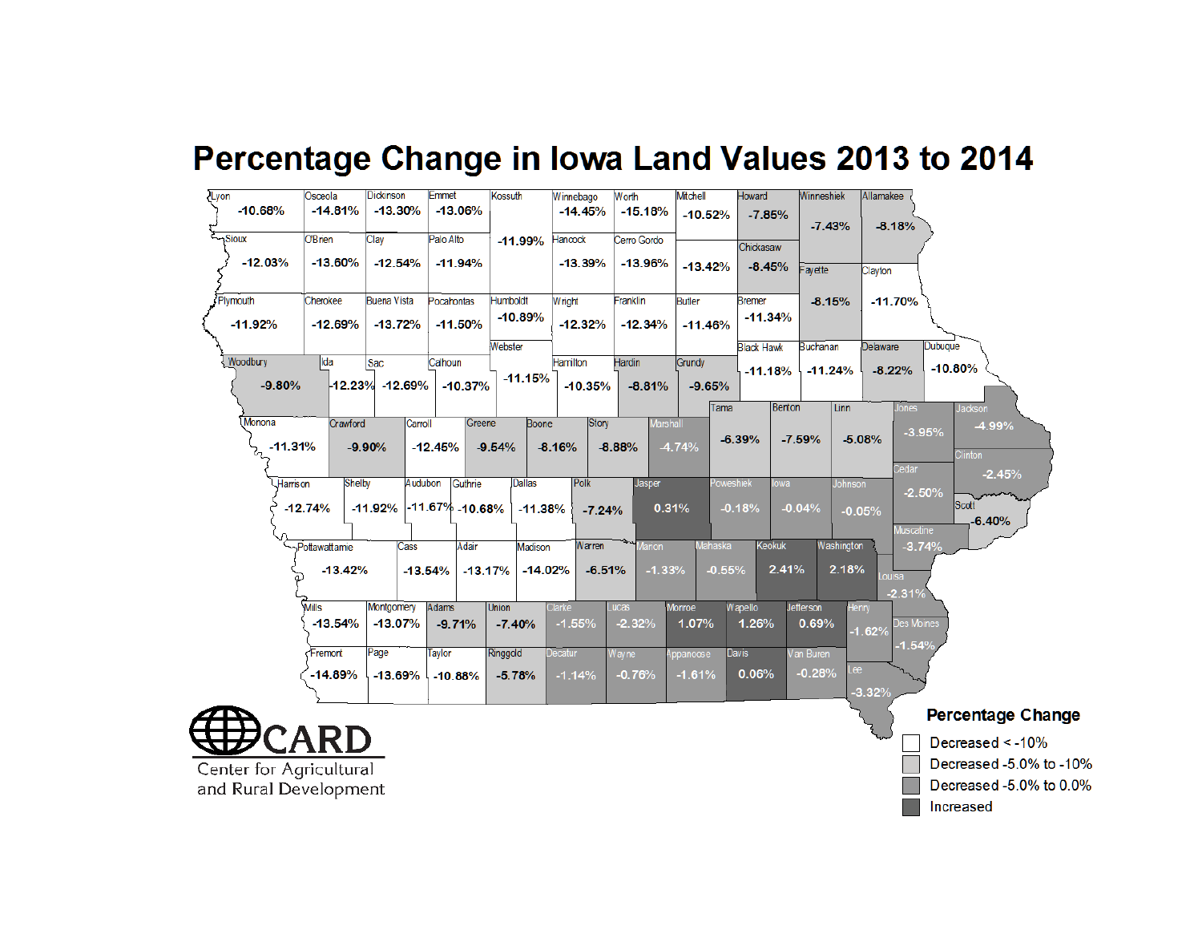# Percentage Change in Iowa Land Values 2013 to 2014

| County | Percentage Change |
|---|---|
| Lyon | -10.68% |
| Osceola | -14.81% |
| Dickinson | -13.30% |
| Emmet | -13.06% |
| Kossuth | -11.99% |
| Winnebago | -14.45% |
| Worth | -15.18% |
| Mitchell | -10.52% |
| Howard | -7.85% |
| Winneshiek | -7.43% |
| Allamakee | -8.18% |
| Sioux | -12.03% |
| O'Brien | -13.60% |
| Clay | -12.54% |
| Palo Alto | -11.94% |
| Hancock | -13.39% |
| Cerro Gordo | -13.96% |
| | -13.42% |
| Chickasaw | -8.45% |
| Fayette | -8.15% |
| Clayton | -11.70% |
| Plymouth | -11.92% |
| Cherokee | -12.69% |
| Buena Vista | -13.72% |
| Pocahontas | -11.50% |
| Humboldt | -10.89% |
| Wright | -12.32% |
| Franklin | -12.34% |
| Butler | -11.46% |
| Bremer | -11.34% |
| Webster | -11.15% |
| Woodbury | -9.80% |
| Ida | -12.23% |
| Sac | -12.69% |
| Calhoun | -10.37% |
| Hamilton | -10.35% |
| Hardin | -8.81% |
| Grundy | -9.65% |
| Black Hawk | -11.18% |
| Buchanan | -11.24% |
| Delaware | -8.22% |
| Dubuque | -10.80% |
| Monona | -11.31% |
| Crawford | -9.90% |
| Carroll | -12.45% |
| Greene | -9.54% |
| Boone | -8.16% |
| Story | -8.88% |
| Marshall | -4.74% |
| Tama | -6.39% |
| Benton | -7.59% |
| Linn | -5.08% |
| Jones | -3.95% |
| Jackson | -4.99% |
| Clinton | -2.45% |
| Cedar | -2.50% |
| Harrison | -12.74% |
| Shelby | -11.92% |
| Audubon | -11.67% |
| Guthrie | -10.68% |
| Dallas | -11.38% |
| Polk | -7.24% |
| Jasper | 0.31% |
| Poweshiek | -0.18% |
| Iowa | -0.04% |
| Johnson | -0.05% |
| Scott | -6.40% |
| Muscatine | -3.74% |
| Pottawattamie | -13.42% |
| Cass | -13.54% |
| Adair | -13.17% |
| Madison | -14.02% |
| Warren | -6.51% |
| Marion | -1.33% |
| Mahaska | -0.55% |
| Keokuk | 2.41% |
| Washington | 2.18% |
| Louisa | -2.31% |
| Mills | -13.54% |
| Montgomery | -13.07% |
| Adams | -9.71% |
| Union | -7.40% |
| Clarke | -1.55% |
| Lucas | -2.32% |
| Monroe | 1.07% |
| Wapello | 1.26% |
| Jefferson | 0.69% |
| Henry | -1.62% |
| Des Moines | -1.54% |
| Fremont | -14.89% |
| Page | -13.69% |
| Taylor | -10.88% |
| Ringgold | -5.78% |
| Decatur | -1.14% |
| Wayne | -0.76% |
| Appanoose | -1.61% |
| Davis | 0.06% |
| Van Buren | -0.28% |
| Lee | -3.32% |

**Percentage Change**

- Decreased < -10%
- Decreased -5.0% to -10%
- Decreased -5.0% to 0.0%
- Increased

CARD
Center for Agricultural and Rural Development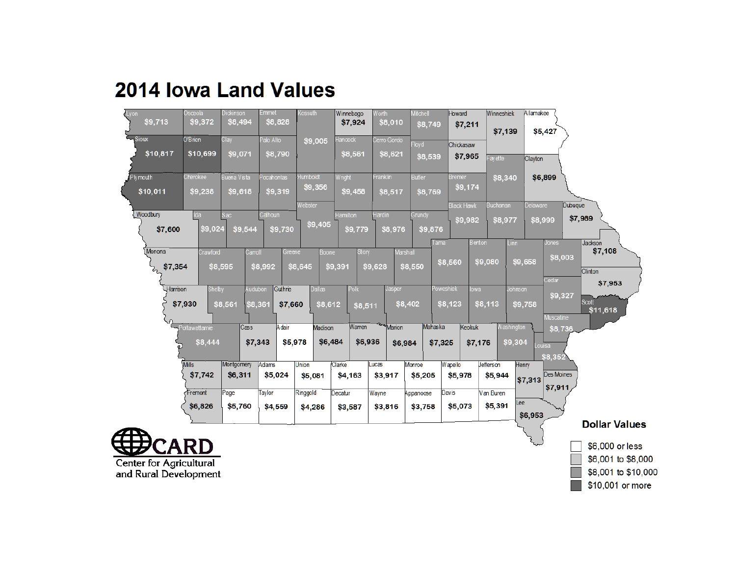# 2014 Iowa Land Values

| County | Value |
|---|---|
| Lyon | $9,713 |
| Osceola | $9,372 |
| Dickinson | $8,494 |
| Emmet | $8,828 |
| Kossuth | $9,005 |
| Winnebago | $7,924 |
| Worth | $8,010 |
| Mitchell | $8,749 |
| Howard | $7,211 |
| Winneshiek | $7,139 |
| Allamakee | $5,427 |
| Sioux | $10,817 |
| O'Brien | $10,699 |
| Clay | $9,071 |
| Palo Alto | $8,790 |
| Hancock | $8,561 |
| Cerro Gordo | $8,621 |
| Floyd | $8,539 |
| Chickasaw | $7,965 |
| Fayette | $8,340 |
| Clayton | $6,899 |
| Plymouth | $10,011 |
| Cherokee | $9,238 |
| Buena Vista | $9,618 |
| Pocahontas | $9,319 |
| Humboldt | $9,356 |
| Wright | $9,458 |
| Franklin | $8,517 |
| Butler | $8,769 |
| Bremer | $9,174 |
| Webster | $9,405 |
| Black Hawk | $9,982 |
| Buchanan | $8,977 |
| Delaware | $8,999 |
| Dubuque | $7,989 |
| Woodbury | $7,600 |
| Ida | $9,024 |
| Sac | $9,544 |
| Calhoun | $9,730 |
| Hamilton | $9,779 |
| Hardin | $8,976 |
| Grundy | $9,676 |
| Tama | $8,560 |
| Benton | $9,080 |
| Linn | $9,658 |
| Jones | $8,003 |
| Jackson | $7,108 |
| Monona | $7,354 |
| Crawford | $8,595 |
| Carroll | $8,992 |
| Greene | $8,645 |
| Boone | $9,391 |
| Story | $9,628 |
| Marshall | $8,550 |
| Clinton | $7,953 |
| Cedar | $9,327 |
| Harrison | $7,930 |
| Shelby | $8,561 |
| Audubon | $8,361 |
| Guthrie | $7,660 |
| Dallas | $8,612 |
| Polk | $8,511 |
| Jasper | $8,402 |
| Poweshiek | $8,123 |
| Iowa | $8,113 |
| Johnson | $9,758 |
| Scott | $11,618 |
| Muscatine | $8,736 |
| Pottawattamie | $8,444 |
| Cass | $7,343 |
| Adair | $5,978 |
| Madison | $6,484 |
| Warren | $6,936 |
| Marion | $6,984 |
| Mahaska | $7,325 |
| Keokuk | $7,176 |
| Washington | $9,304 |
| Louisa | $8,352 |
| Mills | $7,742 |
| Montgomery | $6,311 |
| Adams | $5,024 |
| Union | $5,081 |
| Clarke | $4,163 |
| Lucas | $3,917 |
| Monroe | $5,205 |
| Wapello | $5,978 |
| Jefferson | $5,944 |
| Henry | $7,313 |
| Des Moines | $7,911 |
| Fremont | $6,826 |
| Page | $5,760 |
| Taylor | $4,559 |
| Ringgold | $4,286 |
| Decatur | $3,587 |
| Wayne | $3,816 |
| Appanoose | $3,758 |
| Davis | $5,073 |
| Van Buren | $5,391 |
| Lee | $6,953 |

**Dollar Values**

- $6,000 or less
- $6,001 to $8,000
- $8,001 to $10,000
- $10,001 or more

CARD
Center for Agricultural and Rural Development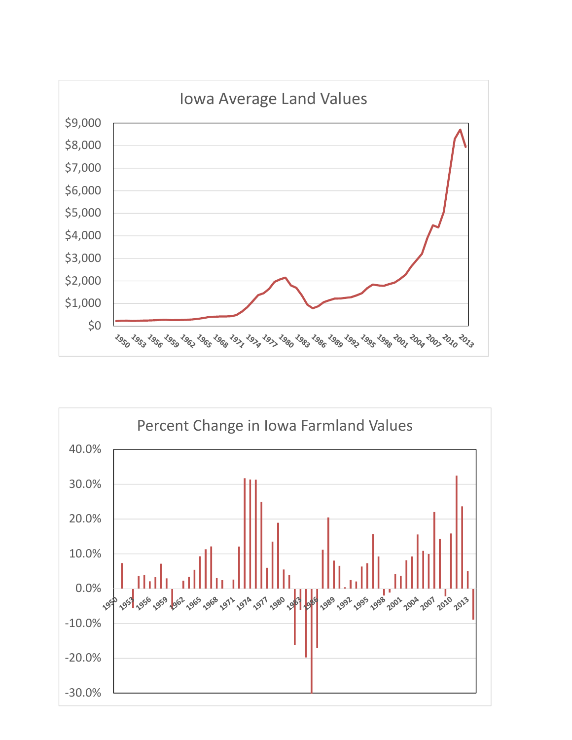Iowa Average Land Values

Percent Change in Iowa Farmland Values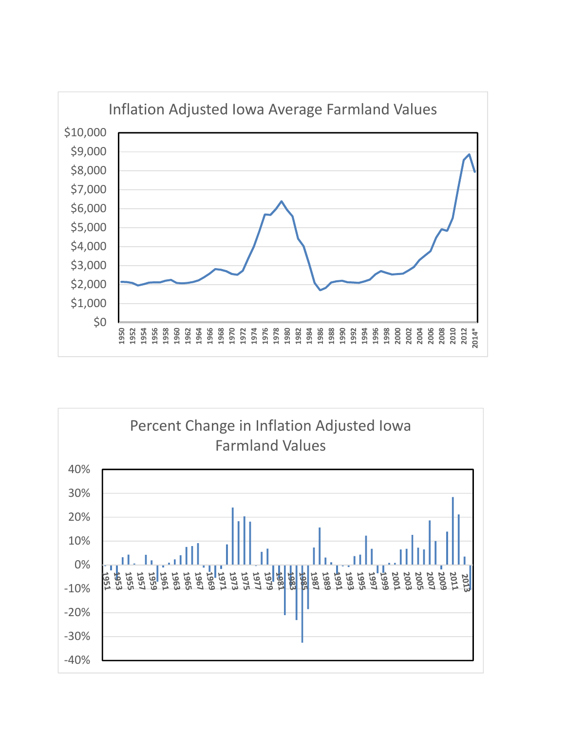Inflation Adjusted Iowa Average Farmland Values

Percent Change in Inflation Adjusted Iowa Farmland Values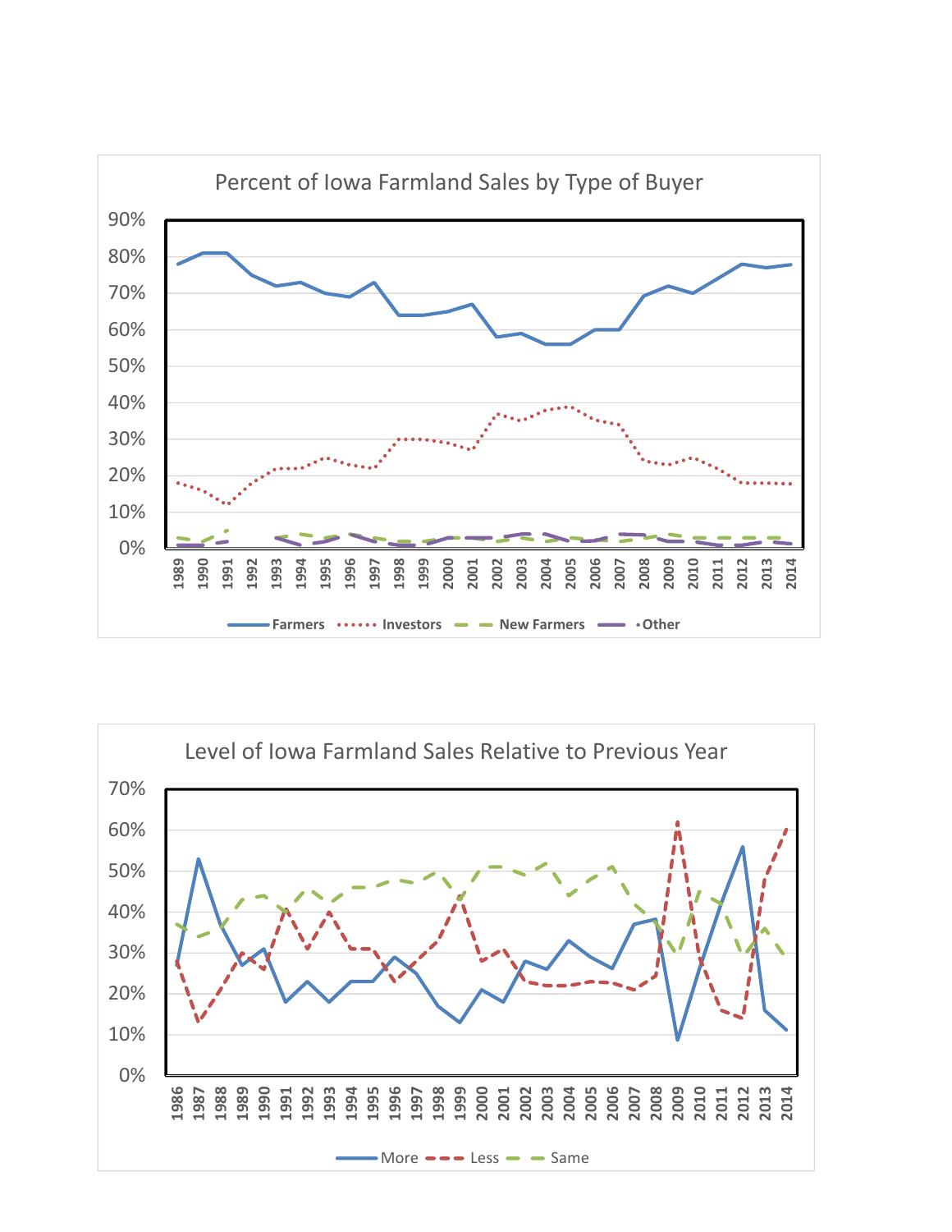Percent of Iowa Farmland Sales by Type of Buyer

90%
80%
70%
60%
50%
40%
30%
20%
10%
0%

1989 1990 1991 1992 1993 1994 1995 1996 1997 1998 1999 2000 2001 2002 2003 2004 2005 2006 2007 2008 2009 2010 2011 2012 2013 2014

Farmers
Investors
New Farmers
Other

Level of Iowa Farmland Sales Relative to Previous Year

70%
60%
50%
40%
30%
20%
10%
0%

1986 1987 1988 1989 1990 1991 1992 1993 1994 1995 1996 1997 1998 1999 2000 2001 2002 2003 2004 2005 2006 2007 2008 2009 2010 2011 2012 2013 2014

More
Less
Same